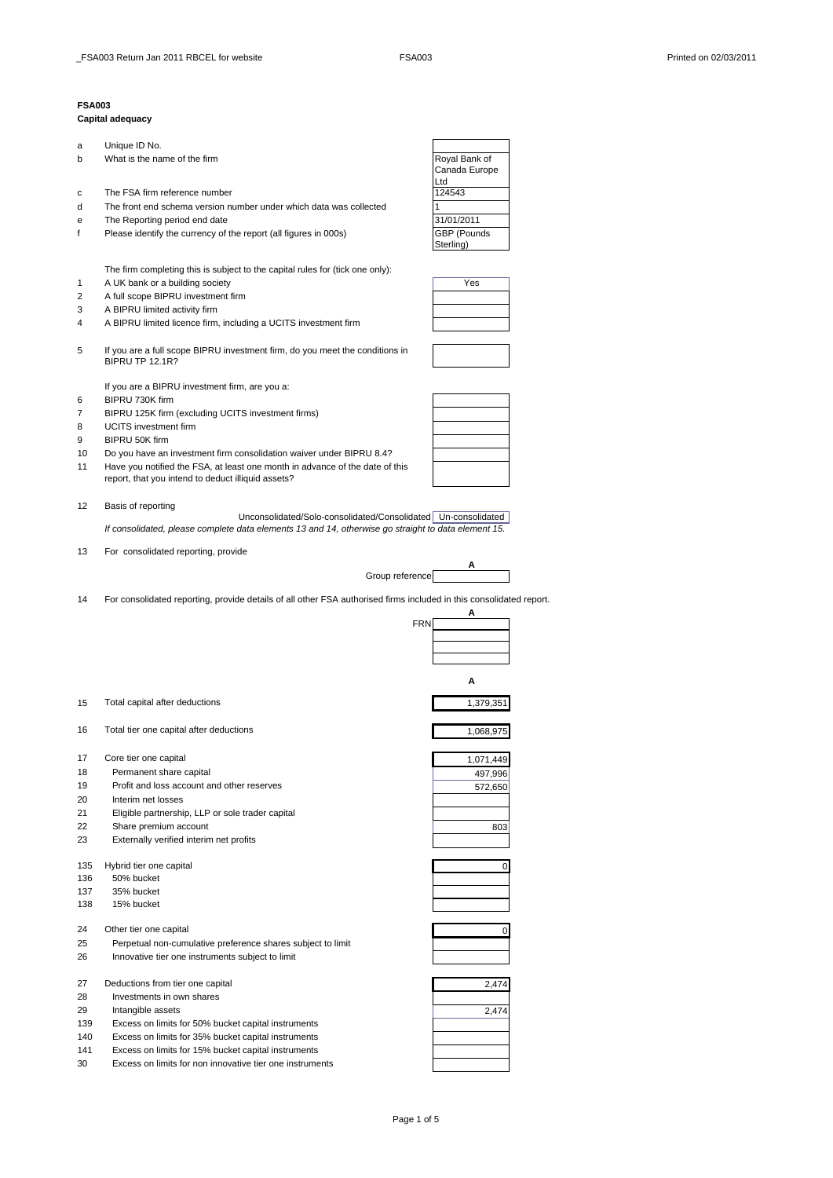# FSA003

**Capital adequacy**

| | | |
|---|---|---|
| a | Unique ID No. | |
| b | What is the name of the firm | Royal Bank of Canada Europe Ltd |
| c | The FSA firm reference number | 124543 |
| d | The front end schema version number under which data was collected | 1 |
| e | The Reporting period end date | 31/01/2011 |
| f | Please identify the currency of the report (all figures in 000s) | GBP (Pounds Sterling) |

The firm completing this is subject to the capital rules for (tick one only):

| | | |
|---|---|---|
| 1 | A UK bank or a building society | Yes |
| 2 | A full scope BIPRU investment firm | |
| 3 | A BIPRU limited activity firm | |
| 4 | A BIPRU limited licence firm, including a UCITS investment firm | |
| 5 | If you are a full scope BIPRU investment firm, do you meet the conditions in BIPRU TP 12.1R? | |

If you are a BIPRU investment firm, are you a:

| | | |
|---|---|---|
| 6 | BIPRU 730K firm | |
| 7 | BIPRU 125K firm (excluding UCITS investment firms) | |
| 8 | UCITS investment firm | |
| 9 | BIPRU 50K firm | |
| 10 | Do you have an investment firm consolidation waiver under BIPRU 8.4? | |
| 11 | Have you notified the FSA, at least one month in advance of the date of this report, that you intend to deduct illiquid assets? | |

12 Basis of reporting

Unconsolidated/Solo-consolidated/Consolidated: Un-consolidated

*If consolidated, please complete data elements 13 and 14, otherwise go straight to data element 15.*

13 For consolidated reporting, provide

| | A |
|---|---|
| Group reference | |

14 For consolidated reporting, provide details of all other FSA authorised firms included in this consolidated report.

| | A |
|---|---|
| FRN | |
| | |
| | |
| | |

| | | A |
|---|---|---|
| 15 | Total capital after deductions | 1,379,351 |
| 16 | Total tier one capital after deductions | 1,068,975 |
| 17 | Core tier one capital | 1,071,449 |
| 18 | Permanent share capital | 497,996 |
| 19 | Profit and loss account and other reserves | 572,650 |
| 20 | Interim net losses | |
| 21 | Eligible partnership, LLP or sole trader capital | |
| 22 | Share premium account | 803 |
| 23 | Externally verified interim net profits | |
| 135 | Hybrid tier one capital | 0 |
| 136 | 50% bucket | |
| 137 | 35% bucket | |
| 138 | 15% bucket | |
| 24 | Other tier one capital | 0 |
| 25 | Perpetual non-cumulative preference shares subject to limit | |
| 26 | Innovative tier one instruments subject to limit | |
| 27 | Deductions from tier one capital | 2,474 |
| 28 | Investments in own shares | |
| 29 | Intangible assets | 2,474 |
| 139 | Excess on limits for 50% bucket capital instruments | |
| 140 | Excess on limits for 35% bucket capital instruments | |
| 141 | Excess on limits for 15% bucket capital instruments | |
| 30 | Excess on limits for non innovative tier one instruments | |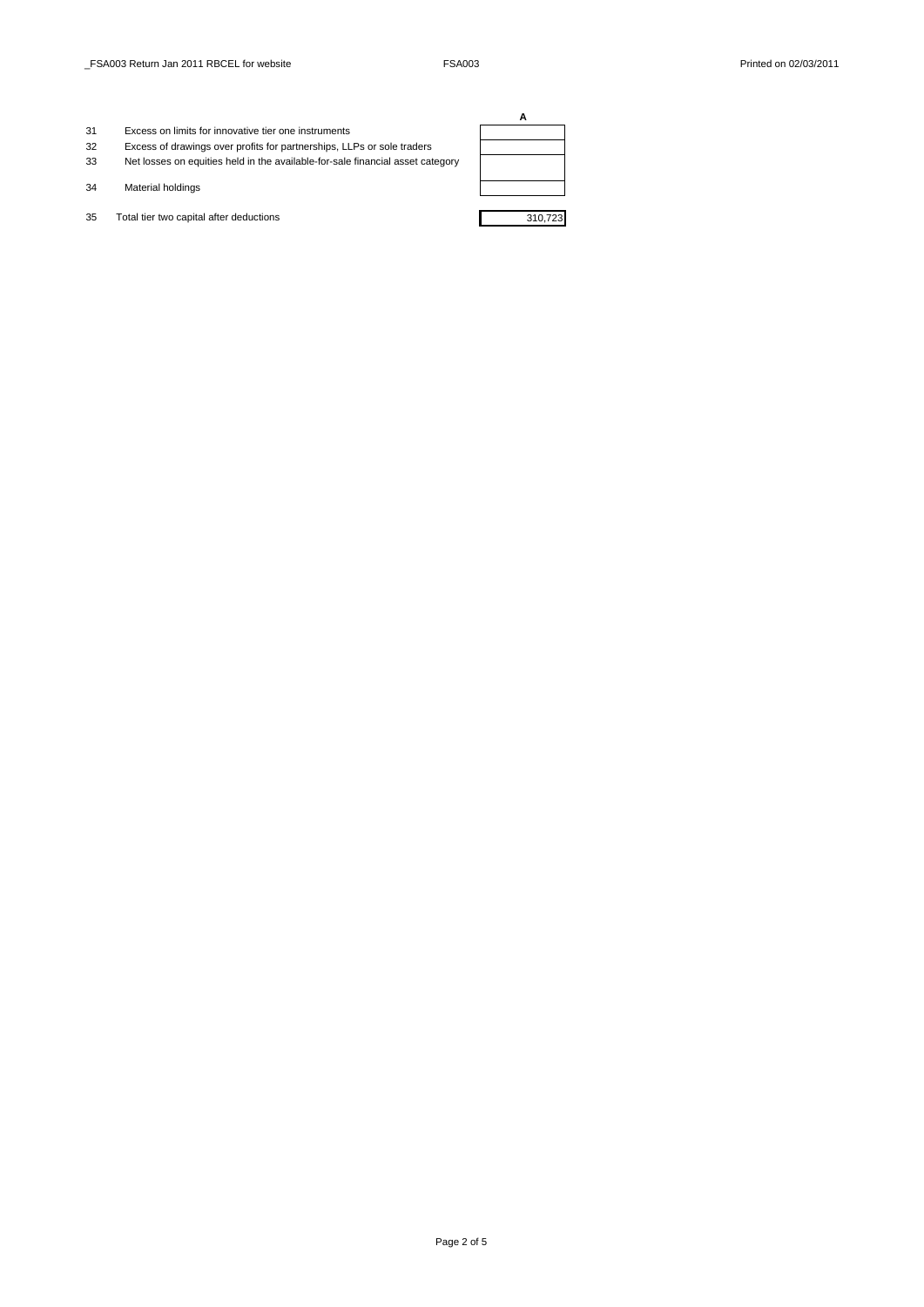| | | A |
|---|---|---|
| 31 | Excess on limits for innovative tier one instruments | |
| 32 | Excess of drawings over profits for partnerships, LLPs or sole traders | |
| 33 | Net losses on equities held in the available-for-sale financial asset category | |
| 34 | Material holdings | |
| 35 | Total tier two capital after deductions | 310,723 |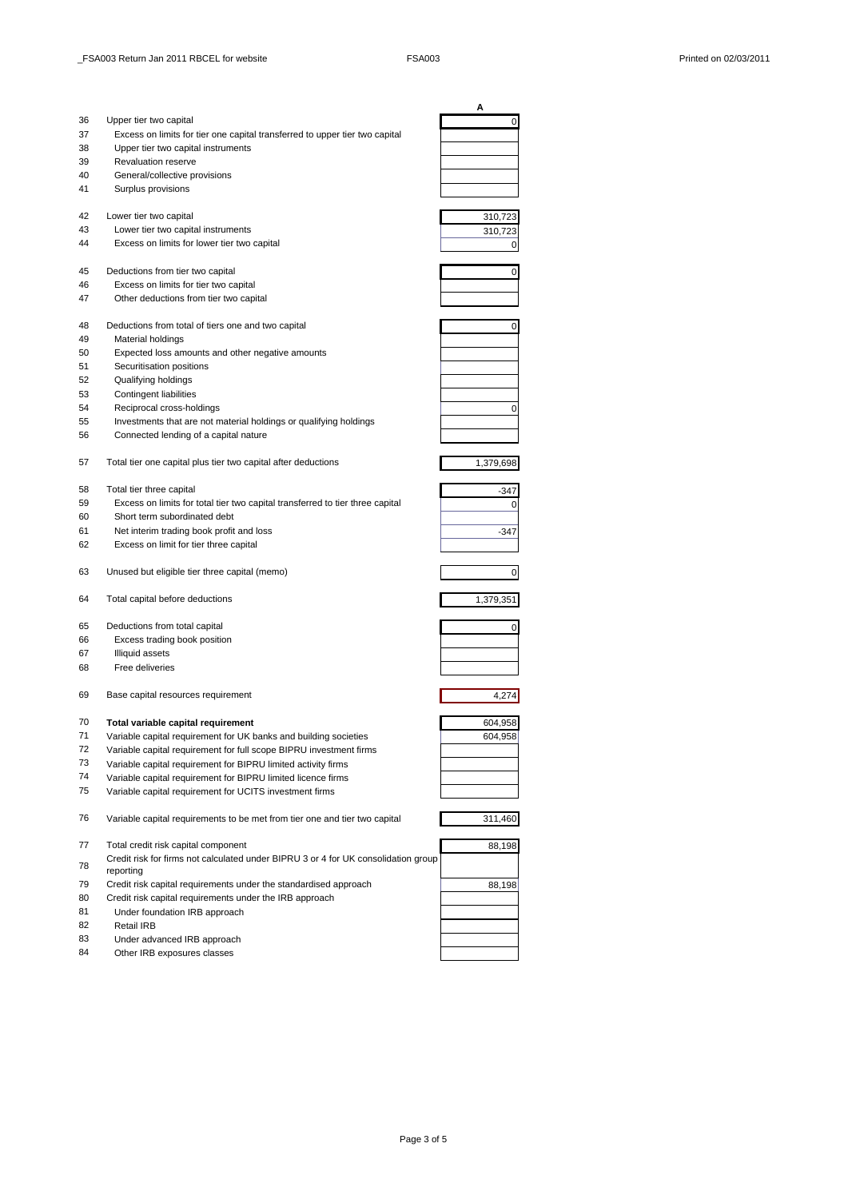| | | A |
|---|---|---|
| 36 | Upper tier two capital | 0 |
| 37 | Excess on limits for tier one capital transferred to upper tier two capital | |
| 38 | Upper tier two capital instruments | |
| 39 | Revaluation reserve | |
| 40 | General/collective provisions | |
| 41 | Surplus provisions | |
| 42 | Lower tier two capital | 310,723 |
| 43 | Lower tier two capital instruments | 310,723 |
| 44 | Excess on limits for lower tier two capital | 0 |
| 45 | Deductions from tier two capital | 0 |
| 46 | Excess on limits for tier two capital | |
| 47 | Other deductions from tier two capital | |
| 48 | Deductions from total of tiers one and two capital | 0 |
| 49 | Material holdings | |
| 50 | Expected loss amounts and other negative amounts | |
| 51 | Securitisation positions | |
| 52 | Qualifying holdings | |
| 53 | Contingent liabilities | |
| 54 | Reciprocal cross-holdings | 0 |
| 55 | Investments that are not material holdings or qualifying holdings | |
| 56 | Connected lending of a capital nature | |
| 57 | Total tier one capital plus tier two capital after deductions | 1,379,698 |
| 58 | Total tier three capital | -347 |
| 59 | Excess on limits for total tier two capital transferred to tier three capital | 0 |
| 60 | Short term subordinated debt | |
| 61 | Net interim trading book profit and loss | -347 |
| 62 | Excess on limit for tier three capital | |
| 63 | Unused but eligible tier three capital (memo) | 0 |
| 64 | Total capital before deductions | 1,379,351 |
| 65 | Deductions from total capital | 0 |
| 66 | Excess trading book position | |
| 67 | Illiquid assets | |
| 68 | Free deliveries | |
| 69 | Base capital resources requirement | 4,274 |
| 70 | **Total variable capital requirement** | 604,958 |
| 71 | Variable capital requirement for UK banks and building societies | 604,958 |
| 72 | Variable capital requirement for full scope BIPRU investment firms | |
| 73 | Variable capital requirement for BIPRU limited activity firms | |
| 74 | Variable capital requirement for BIPRU limited licence firms | |
| 75 | Variable capital requirement for UCITS investment firms | |
| 76 | Variable capital requirements to be met from tier one and tier two capital | 311,460 |
| 77 | Total credit risk capital component | 88,198 |
| 78 | Credit risk for firms not calculated under BIPRU 3 or 4 for UK consolidation group reporting | |
| 79 | Credit risk capital requirements under the standardised approach | 88,198 |
| 80 | Credit risk capital requirements under the IRB approach | |
| 81 | Under foundation IRB approach | |
| 82 | Retail IRB | |
| 83 | Under advanced IRB approach | |
| 84 | Other IRB exposures classes | |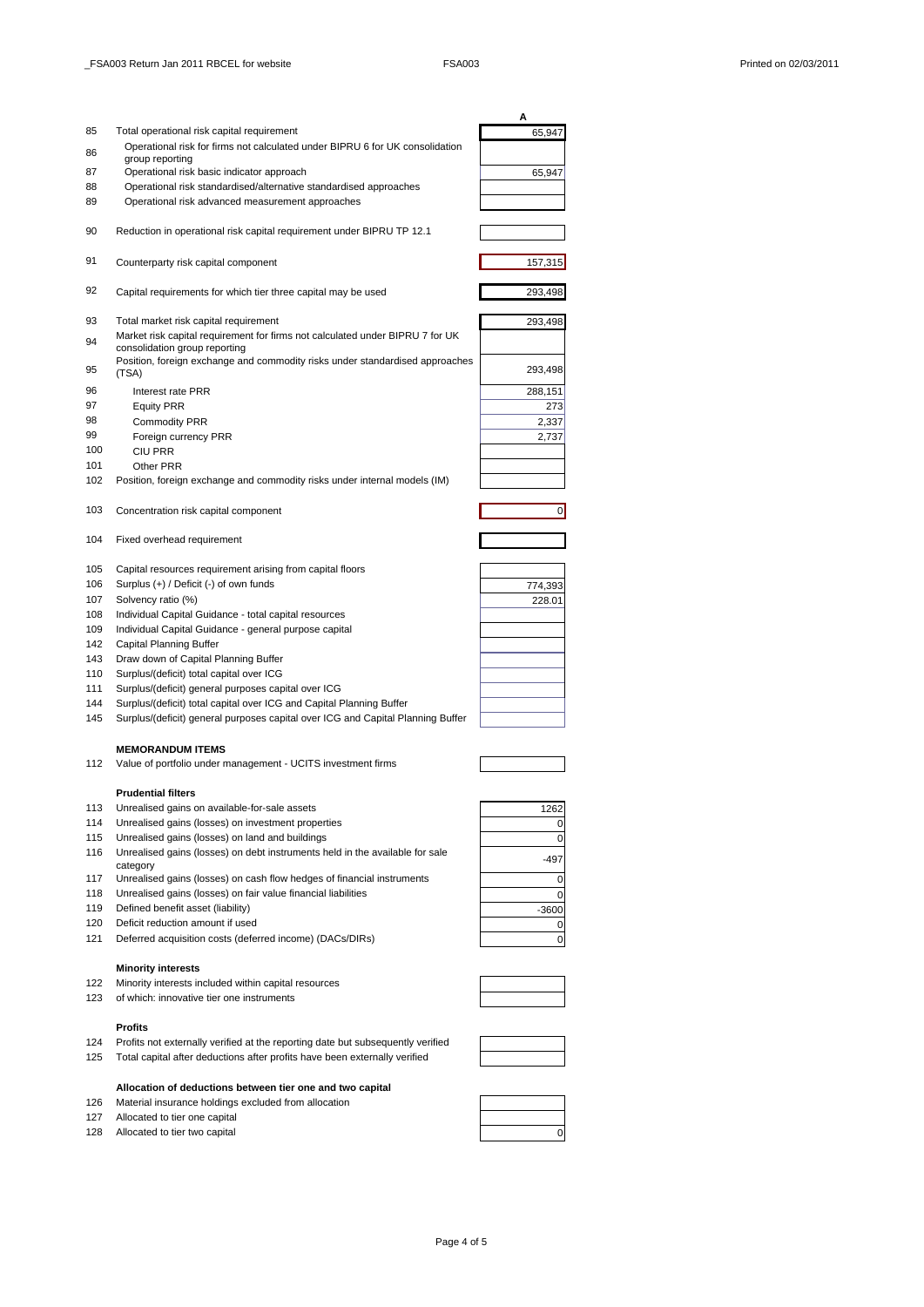| | | A |
|---|---|---|
| 85 | Total operational risk capital requirement | 65,947 |
| 86 | Operational risk for firms not calculated under BIPRU 6 for UK consolidation group reporting | |
| 87 | Operational risk basic indicator approach | 65,947 |
| 88 | Operational risk standardised/alternative standardised approaches | |
| 89 | Operational risk advanced measurement approaches | |
| 90 | Reduction in operational risk capital requirement under BIPRU TP 12.1 | |
| 91 | Counterparty risk capital component | 157,315 |
| 92 | Capital requirements for which tier three capital may be used | 293,498 |
| 93 | Total market risk capital requirement | 293,498 |
| 94 | Market risk capital requirement for firms not calculated under BIPRU 7 for UK consolidation group reporting | |
| 95 | Position, foreign exchange and commodity risks under standardised approaches (TSA) | 293,498 |
| 96 | Interest rate PRR | 288,151 |
| 97 | Equity PRR | 273 |
| 98 | Commodity PRR | 2,337 |
| 99 | Foreign currency PRR | 2,737 |
| 100 | CIU PRR | |
| 101 | Other PRR | |
| 102 | Position, foreign exchange and commodity risks under internal models (IM) | |
| 103 | Concentration risk capital component | 0 |
| 104 | Fixed overhead requirement | |
| 105 | Capital resources requirement arising from capital floors | |
| 106 | Surplus (+) / Deficit (-) of own funds | 774,393 |
| 107 | Solvency ratio (%) | 228.01 |
| 108 | Individual Capital Guidance - total capital resources | |
| 109 | Individual Capital Guidance - general purpose capital | |
| 142 | Capital Planning Buffer | |
| 143 | Draw down of Capital Planning Buffer | |
| 110 | Surplus/(deficit) total capital over ICG | |
| 111 | Surplus/(deficit) general purposes capital over ICG | |
| 144 | Surplus/(deficit) total capital over ICG and Capital Planning Buffer | |
| 145 | Surplus/(deficit) general purposes capital over ICG and Capital Planning Buffer | |

**MEMORANDUM ITEMS**

| | | A |
|---|---|---|
| 112 | Value of portfolio under management - UCITS investment firms | |

**Prudential filters**

| | | A |
|---|---|---|
| 113 | Unrealised gains on available-for-sale assets | 1262 |
| 114 | Unrealised gains (losses) on investment properties | 0 |
| 115 | Unrealised gains (losses) on land and buildings | 0 |
| 116 | Unrealised gains (losses) on debt instruments held in the available for sale category | -497 |
| 117 | Unrealised gains (losses) on cash flow hedges of financial instruments | 0 |
| 118 | Unrealised gains (losses) on fair value financial liabilities | 0 |
| 119 | Defined benefit asset (liability) | -3600 |
| 120 | Deficit reduction amount if used | 0 |
| 121 | Deferred acquisition costs (deferred income) (DACs/DIRs) | 0 |

**Minority interests**

| | | A |
|---|---|---|
| 122 | Minority interests included within capital resources | |
| 123 | of which: innovative tier one instruments | |

**Profits**

| | | A |
|---|---|---|
| 124 | Profits not externally verified at the reporting date but subsequently verified | |
| 125 | Total capital after deductions after profits have been externally verified | |

**Allocation of deductions between tier one and two capital**

| | | A |
|---|---|---|
| 126 | Material insurance holdings excluded from allocation | |
| 127 | Allocated to tier one capital | |
| 128 | Allocated to tier two capital | 0 |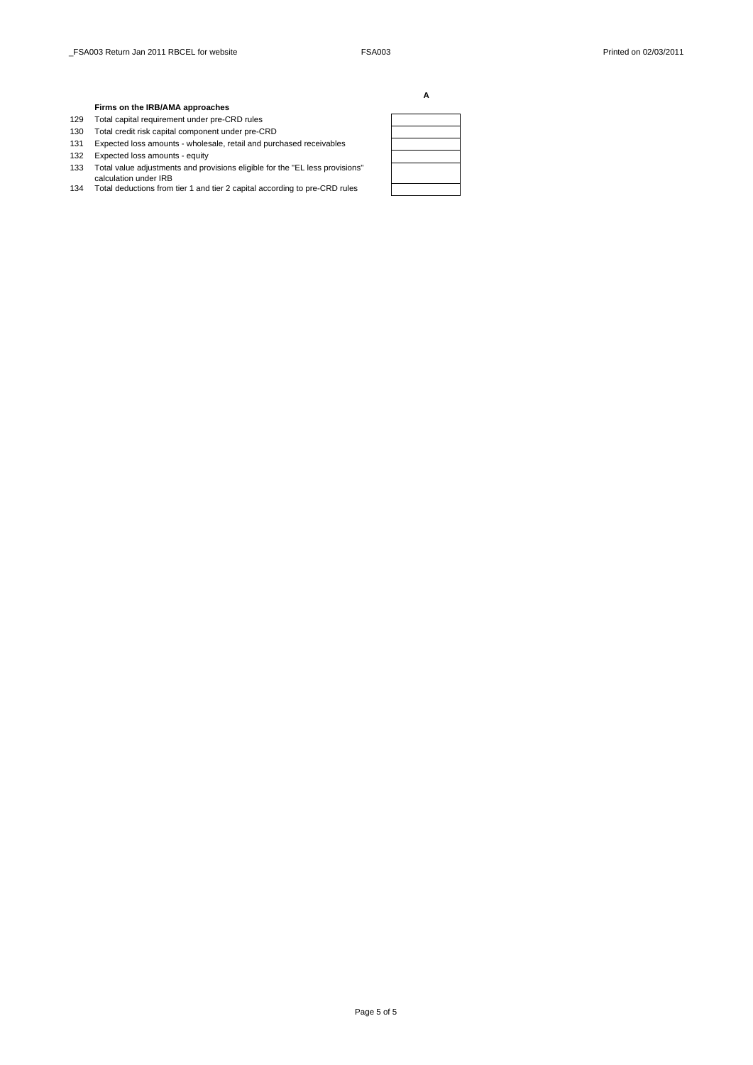| | | A |
| --- | --- | --- |
| | **Firms on the IRB/AMA approaches** | |
| 129 | Total capital requirement under pre-CRD rules | |
| 130 | Total credit risk capital component under pre-CRD | |
| 131 | Expected loss amounts - wholesale, retail and purchased receivables | |
| 132 | Expected loss amounts - equity | |
| 133 | Total value adjustments and provisions eligible for the "EL less provisions" calculation under IRB | |
| 134 | Total deductions from tier 1 and tier 2 capital according to pre-CRD rules | |